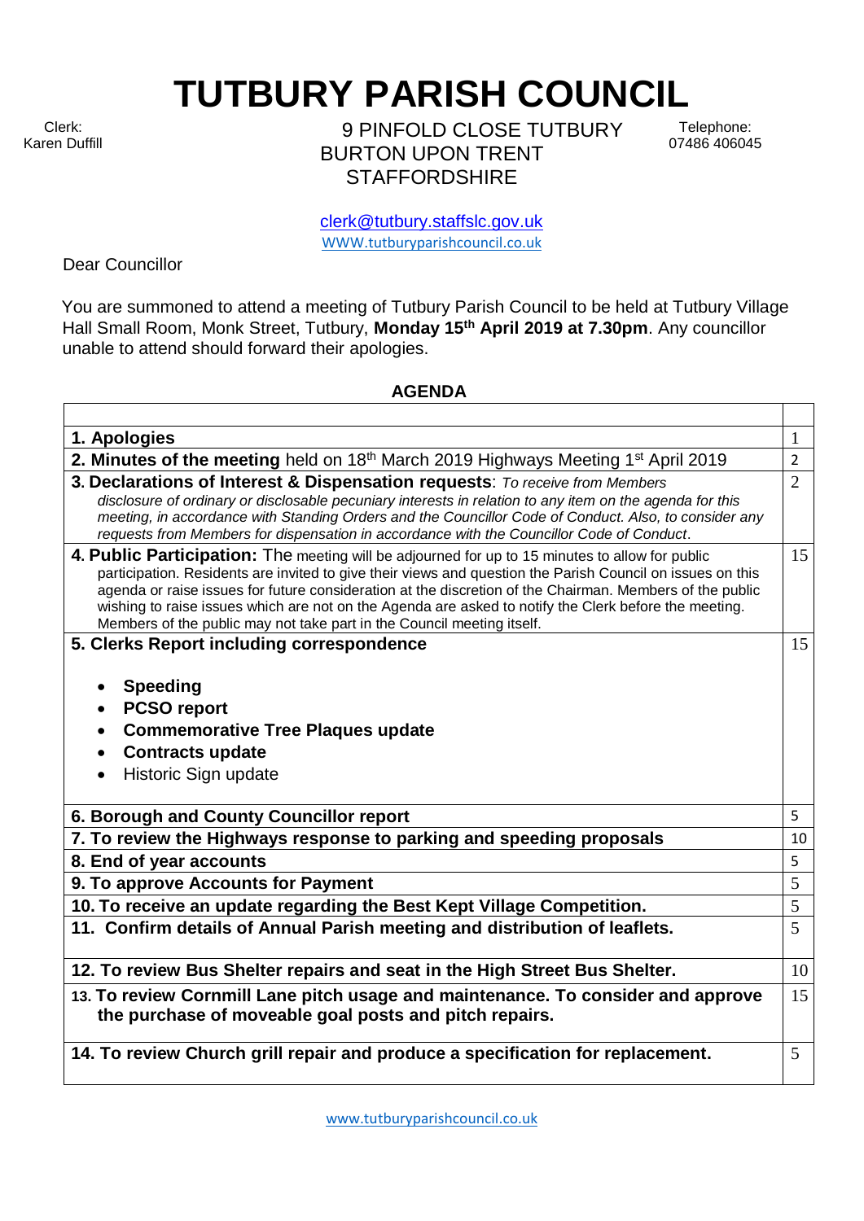# TUTBURY PARISH COUNCIL

Clerk:
Karen Duffill

9 PINFOLD CLOSE TUTBURY
BURTON UPON TRENT
STAFFORDSHIRE

Telephone:
07486 406045

clerk@tutbury.staffslc.gov.uk
WWW.tutburyparishcouncil.co.uk

Dear Councillor

You are summoned to attend a meeting of Tutbury Parish Council to be held at Tutbury Village Hall Small Room, Monk Street, Tutbury, **Monday 15th April 2019 at 7.30pm**. Any councillor unable to attend should forward their apologies.

## AGENDA

| | |
|---|---|
| **1. Apologies** | 1 |
| **2. Minutes of the meeting** held on 18th March 2019 Highways Meeting 1st April 2019 | 2 |
| **3. Declarations of Interest & Dispensation requests**: *To receive from Members disclosure of ordinary or disclosable pecuniary interests in relation to any item on the agenda for this meeting, in accordance with Standing Orders and the Councillor Code of Conduct. Also, to consider any requests from Members for dispensation in accordance with the Councillor Code of Conduct.* | 2 |
| **4. Public Participation:** The meeting will be adjourned for up to 15 minutes to allow for public participation. Residents are invited to give their views and question the Parish Council on issues on this agenda or raise issues for future consideration at the discretion of the Chairman. Members of the public wishing to raise issues which are not on the Agenda are asked to notify the Clerk before the meeting. Members of the public may not take part in the Council meeting itself. | 15 |
| **5. Clerks Report including correspondence**<br>• **Speeding**<br>• **PCSO report**<br>• **Commemorative Tree Plaques update**<br>• **Contracts update**<br>• Historic Sign update | 15 |
| **6. Borough and County Councillor report** | 5 |
| **7. To review the Highways response to parking and speeding proposals** | 10 |
| **8. End of year accounts** | 5 |
| **9. To approve Accounts for Payment** | 5 |
| **10. To receive an update regarding the Best Kept Village Competition.** | 5 |
| **11. Confirm details of Annual Parish meeting and distribution of leaflets.** | 5 |
| **12. To review Bus Shelter repairs and seat in the High Street Bus Shelter.** | 10 |
| **13. To review Cornmill Lane pitch usage and maintenance. To consider and approve the purchase of moveable goal posts and pitch repairs.** | 15 |
| **14. To review Church grill repair and produce a specification for replacement.** | 5 |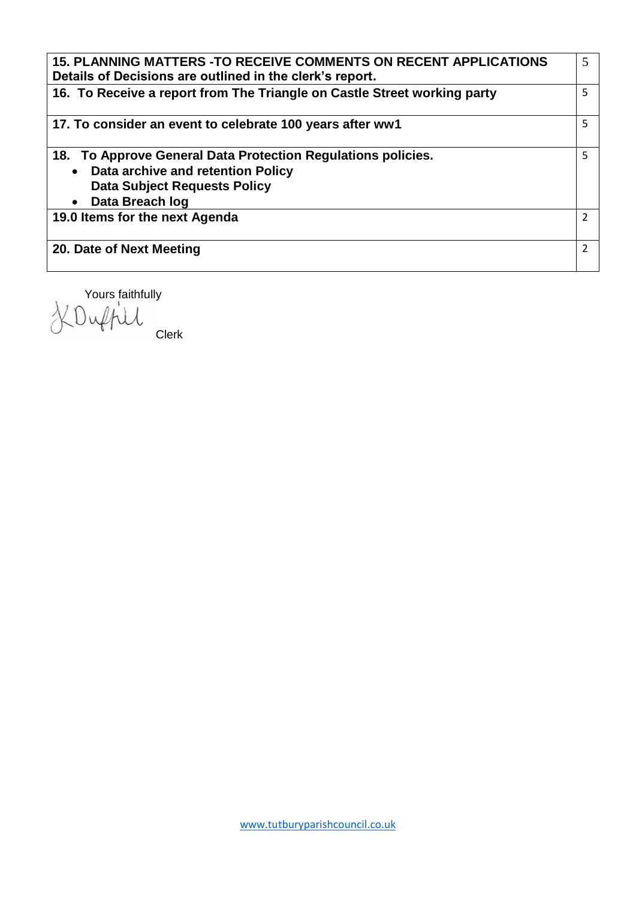| | |
|---|---|
| **15. PLANNING MATTERS -TO RECEIVE COMMENTS ON RECENT APPLICATIONS Details of Decisions are outlined in the clerk's report.** | 5 |
| **16. To Receive a report from The Triangle on Castle Street working party** | 5 |
| **17. To consider an event to celebrate 100 years after ww1** | 5 |
| **18. To Approve General Data Protection Regulations policies.**<br>• **Data archive and retention Policy**<br>**Data Subject Requests Policy**<br>• **Data Breach log** | 5 |
| **19.0 Items for the next Agenda** | 2 |
| **20. Date of Next Meeting** | 2 |

Yours faithfully

K Duffill

Clerk

www.tutburyparishcouncil.co.uk